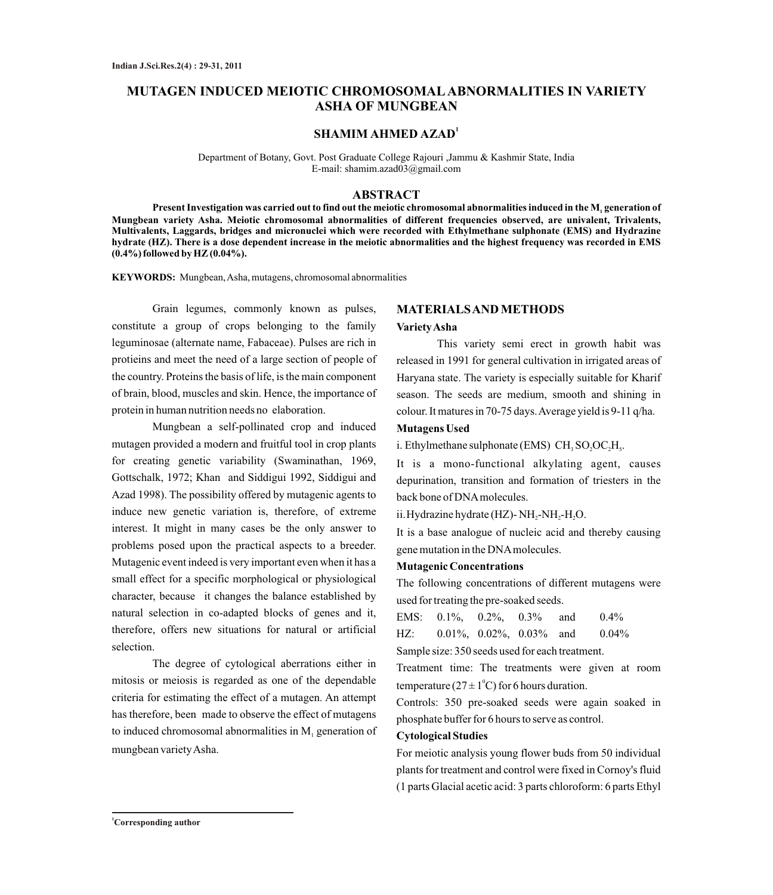# MUTAGEN INDUCED MEIOTIC CHROMOSOMAL ABNORMALITIES IN VARIETY ASHA OF MUNGBEAN

**SHAMIM AHMED AZAD[1]**

Department of Botany, Govt. Post Graduate College Rajouri ,Jammu & Kashmir State, India
E-mail: shamim.azad03@gmail.com

## ABSTRACT

**Present Investigation was carried out to find out the meiotic chromosomal abnormalities induced in the $M_1$ generation of Mungbean variety Asha. Meiotic chromosomal abnormalities of different frequencies observed, are univalent, Trivalents, Multivalents, Laggards, bridges and micronuclei which were recorded with Ethylmethane sulphonate (EMS) and Hydrazine hydrate (HZ). There is a dose dependent increase in the meiotic abnormalities and the highest frequency was recorded in EMS (0.4%) followed by HZ (0.04%).**

**KEYWORDS:** Mungbean, Asha, mutagens, chromosomal abnormalities

Grain legumes, commonly known as pulses, constitute a group of crops belonging to the family leguminosae (alternate name, Fabaceae). Pulses are rich in protieins and meet the need of a large section of people of the country. Proteins the basis of life, is the main component of brain, blood, muscles and skin. Hence, the importance of protein in human nutrition needs no elaboration.

Mungbean a self-pollinated crop and induced mutagen provided a modern and fruitful tool in crop plants for creating genetic variability (Swaminathan, 1969, Gottschalk, 1972; Khan and Siddigui 1992, Siddigui and Azad 1998). The possibility offered by mutagenic agents to induce new genetic variation is, therefore, of extreme interest. It might in many cases be the only answer to problems posed upon the practical aspects to a breeder. Mutagenic event indeed is very important even when it has a small effect for a specific morphological or physiological character, because it changes the balance established by natural selection in co-adapted blocks of genes and it, therefore, offers new situations for natural or artificial selection.

The degree of cytological aberrations either in mitosis or meiosis is regarded as one of the dependable criteria for estimating the effect of a mutagen. An attempt has therefore, been made to observe the effect of mutagens to induced chromosomal abnormalities in $M_1$ generation of mungbean variety Asha.

## MATERIALS AND METHODS

### Variety Asha

This variety semi erect in growth habit was released in 1991 for general cultivation in irrigated areas of Haryana state. The variety is especially suitable for Kharif season. The seeds are medium, smooth and shining in colour. It matures in 70-75 days. Average yield is 9-11 q/ha.

### Mutagens Used

i. Ethylmethane sulphonate (EMS) $CH_3SO_2OC_2H_5$.

It is a mono-functional alkylating agent, causes depurination, transition and formation of triesters in the back bone of DNA molecules.

ii. Hydrazine hydrate (HZ)- $NH_2$-$NH_2$-$H_2O$.

It is a base analogue of nucleic acid and thereby causing gene mutation in the DNA molecules.

### Mutagenic Concentrations

The following concentrations of different mutagens were used for treating the pre-soaked seeds.

EMS: 0.1%, 0.2%, 0.3% and 0.4%

HZ: 0.01%, 0.02%, 0.03% and 0.04%

Sample size: 350 seeds used for each treatment.

Treatment time: The treatments were given at room temperature ($27 \pm 1^0$C) for 6 hours duration.

Controls: 350 pre-soaked seeds were again soaked in phosphate buffer for 6 hours to serve as control.

### Cytological Studies

For meiotic analysis young flower buds from 50 individual plants for treatment and control were fixed in Cornoy's fluid (1 parts Glacial acetic acid: 3 parts chloroform: 6 parts Ethyl

[1]Corresponding author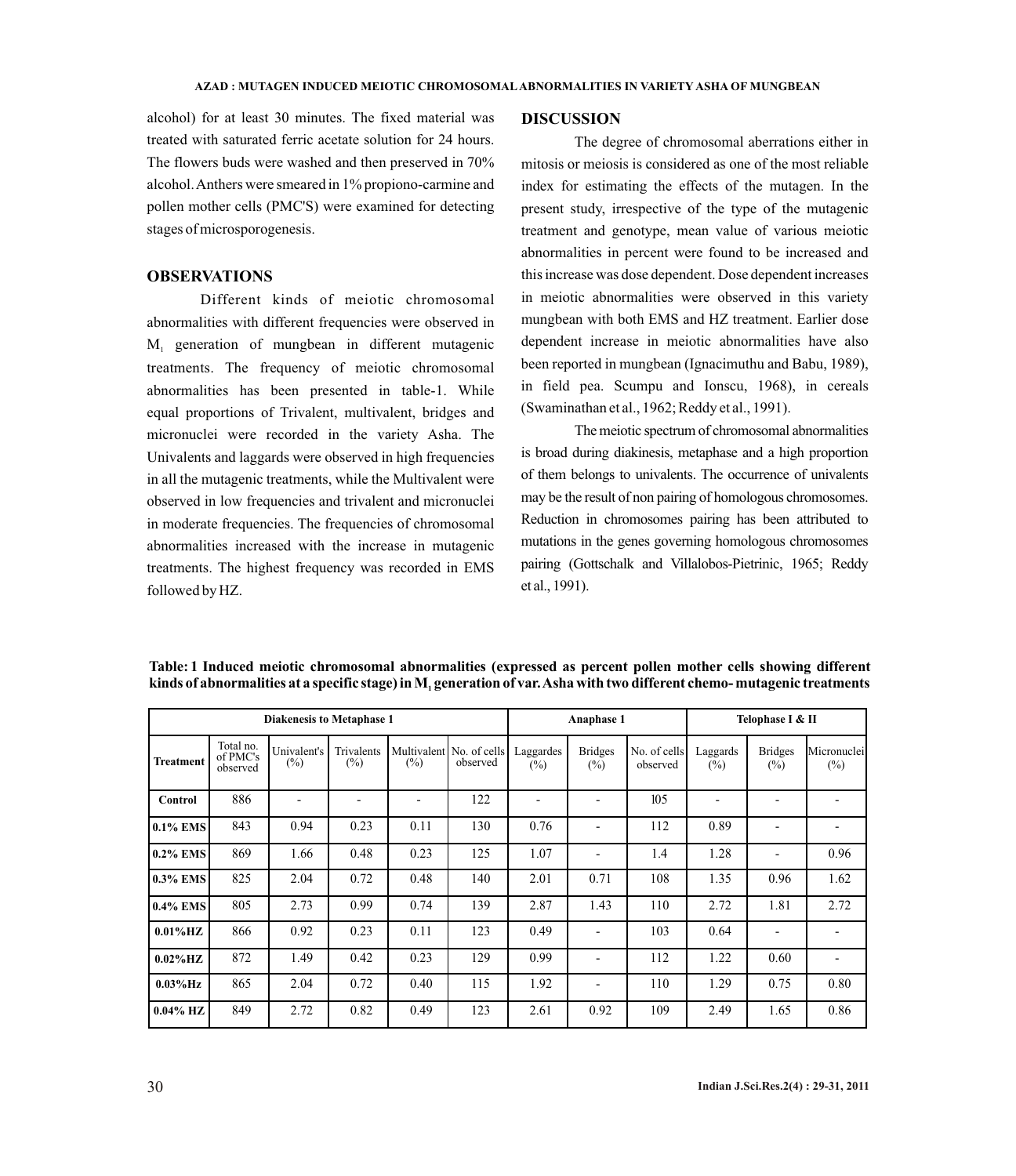alcohol) for at least 30 minutes. The fixed material was treated with saturated ferric acetate solution for 24 hours. The flowers buds were washed and then preserved in 70% alcohol. Anthers were smeared in 1% propiono-carmine and pollen mother cells (PMC'S) were examined for detecting stages of microsporogenesis.

## OBSERVATIONS

Different kinds of meiotic chromosomal abnormalities with different frequencies were observed in $M_1$ generation of mungbean in different mutagenic treatments. The frequency of meiotic chromosomal abnormalities has been presented in table-1. While equal proportions of Trivalent, multivalent, bridges and micronuclei were recorded in the variety Asha. The Univalents and laggards were observed in high frequencies in all the mutagenic treatments, while the Multivalent were observed in low frequencies and trivalent and micronuclei in moderate frequencies. The frequencies of chromosomal abnormalities increased with the increase in mutagenic treatments. The highest frequency was recorded in EMS followed by HZ.

## DISCUSSION

The degree of chromosomal aberrations either in mitosis or meiosis is considered as one of the most reliable index for estimating the effects of the mutagen. In the present study, irrespective of the type of the mutagenic treatment and genotype, mean value of various meiotic abnormalities in percent were found to be increased and this increase was dose dependent. Dose dependent increases in meiotic abnormalities were observed in this variety mungbean with both EMS and HZ treatment. Earlier dose dependent increase in meiotic abnormalities have also been reported in mungbean (Ignacimuthu and Babu, 1989), in field pea. Scumpu and Ionscu, 1968), in cereals (Swaminathan et al., 1962; Reddy et al., 1991).

The meiotic spectrum of chromosomal abnormalities is broad during diakinesis, metaphase and a high proportion of them belongs to univalents. The occurrence of univalents may be the result of non pairing of homologous chromosomes. Reduction in chromosomes pairing has been attributed to mutations in the genes governing homologous chromosomes pairing (Gottschalk and Villalobos-Pietrinic, 1965; Reddy et al., 1991).

**Table: 1 Induced meiotic chromosomal abnormalities (expressed as percent pollen mother cells showing different kinds of abnormalities at a specific stage) in $M_1$ generation of var. Asha with two different chemo- mutagenic treatments**

| Diakenesis to Metaphase 1 | | | | | | Anaphase 1 | | | Telophase I & II | | |
|---|---|---|---|---|---|---|---|---|---|---|---|
| **Treatment** | Total no. of PMC's observed | Univalent's (%) | Trivalents (%) | Multivalent (%) | No. of cells observed | Laggardes (%) | Bridges (%) | No. of cells observed | Laggards (%) | Bridges (%) | Micronuclei (%) |
| **Control** | 886 | - | - | - | 122 | - | - | 105 | - | - | - |
| **0.1% EMS** | 843 | 0.94 | 0.23 | 0.11 | 130 | 0.76 | - | 112 | 0.89 | - | - |
| **0.2% EMS** | 869 | 1.66 | 0.48 | 0.23 | 125 | 1.07 | - | 1.4 | 1.28 | - | 0.96 |
| **0.3% EMS** | 825 | 2.04 | 0.72 | 0.48 | 140 | 2.01 | 0.71 | 108 | 1.35 | 0.96 | 1.62 |
| **0.4% EMS** | 805 | 2.73 | 0.99 | 0.74 | 139 | 2.87 | 1.43 | 110 | 2.72 | 1.81 | 2.72 |
| **0.01%HZ** | 866 | 0.92 | 0.23 | 0.11 | 123 | 0.49 | - | 103 | 0.64 | - | - |
| **0.02%HZ** | 872 | 1.49 | 0.42 | 0.23 | 129 | 0.99 | - | 112 | 1.22 | 0.60 | - |
| **0.03%Hz** | 865 | 2.04 | 0.72 | 0.40 | 115 | 1.92 | - | 110 | 1.29 | 0.75 | 0.80 |
| **0.04% HZ** | 849 | 2.72 | 0.82 | 0.49 | 123 | 2.61 | 0.92 | 109 | 2.49 | 1.65 | 0.86 |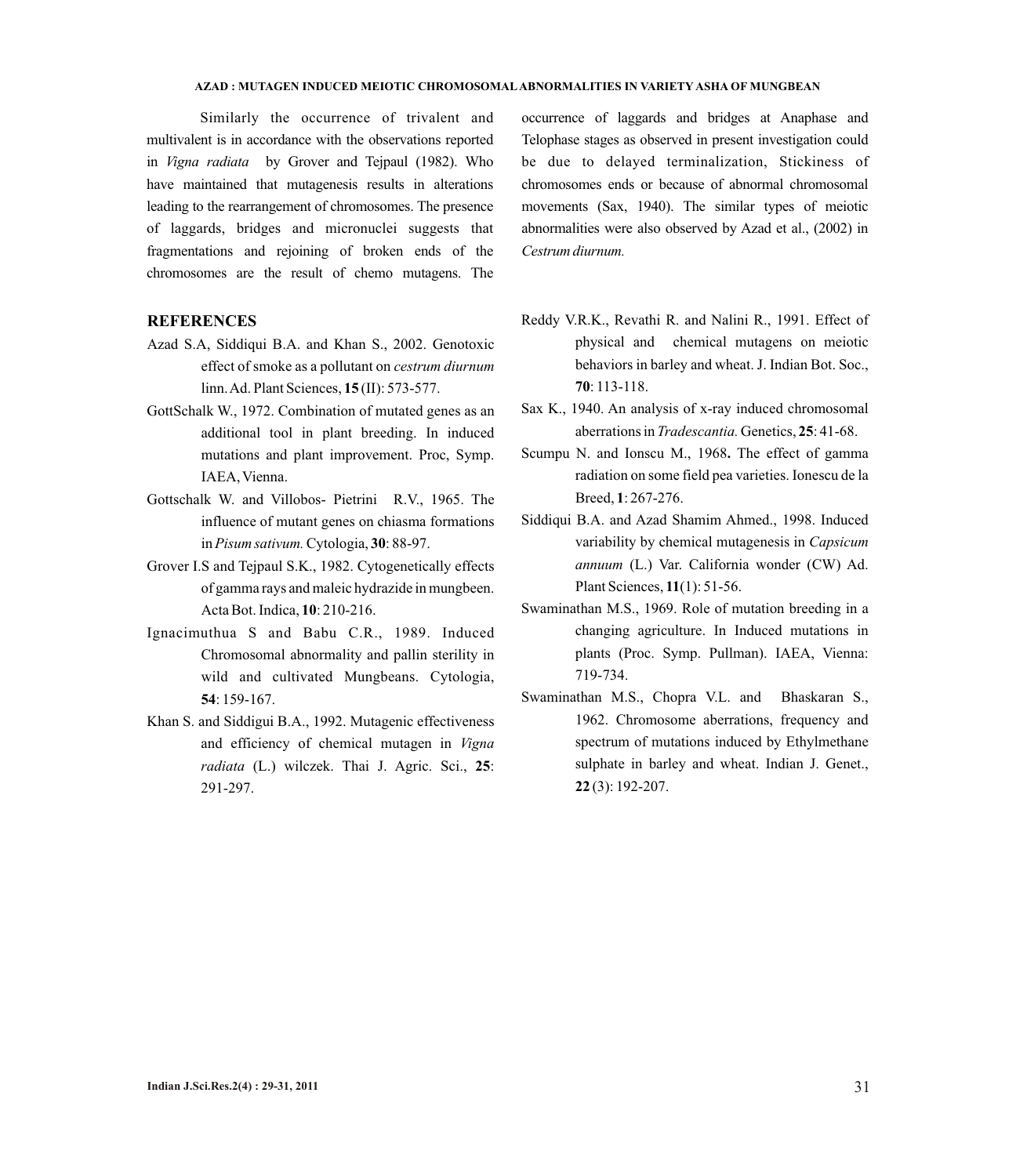Similarly the occurrence of trivalent and multivalent is in accordance with the observations reported in *Vigna radiata* by Grover and Tejpaul (1982). Who have maintained that mutagenesis results in alterations leading to the rearrangement of chromosomes. The presence of laggards, bridges and micronuclei suggests that fragmentations and rejoining of broken ends of the chromosomes are the result of chemo mutagens. The occurrence of laggards and bridges at Anaphase and Telophase stages as observed in present investigation could be due to delayed terminalization, Stickiness of chromosomes ends or because of abnormal chromosomal movements (Sax, 1940). The similar types of meiotic abnormalities were also observed by Azad et al., (2002) in *Cestrum diurnum.*

## REFERENCES

Azad S.A, Siddiqui B.A. and Khan S., 2002. Genotoxic effect of smoke as a pollutant on *cestrum diurnum* linn. Ad. Plant Sciences, **15** (II): 573-577.

GottSchalk W., 1972. Combination of mutated genes as an additional tool in plant breeding. In induced mutations and plant improvement. Proc, Symp. IAEA, Vienna.

Gottschalk W. and Villobos- Pietrini R.V., 1965. The influence of mutant genes on chiasma formations in *Pisum sativum.* Cytologia, **30**: 88-97.

Grover I.S and Tejpaul S.K., 1982. Cytogenetically effects of gamma rays and maleic hydrazide in mungbeen. Acta Bot. Indica, **10**: 210-216.

Ignacimuthua S and Babu C.R., 1989. Induced Chromosomal abnormality and pallin sterility in wild and cultivated Mungbeans. Cytologia, **54**: 159-167.

Khan S. and Siddigui B.A., 1992. Mutagenic effectiveness and efficiency of chemical mutagen in *Vigna radiata* (L.) wilczek. Thai J. Agric. Sci., **25**: 291-297.

Reddy V.R.K., Revathi R. and Nalini R., 1991. Effect of physical and chemical mutagens on meiotic behaviors in barley and wheat. J. Indian Bot. Soc., **70**: 113-118.

Sax K., 1940. An analysis of x-ray induced chromosomal aberrations in *Tradescantia.* Genetics, **25**: 41-68.

Scumpu N. and Ionscu M., 1968**.** The effect of gamma radiation on some field pea varieties. Ionescu de la Breed, **1**: 267-276.

Siddiqui B.A. and Azad Shamim Ahmed., 1998. Induced variability by chemical mutagenesis in *Capsicum annuum* (L.) Var. California wonder (CW) Ad. Plant Sciences, **11**(1): 51-56.

Swaminathan M.S., 1969. Role of mutation breeding in a changing agriculture. In Induced mutations in plants (Proc. Symp. Pullman). IAEA, Vienna: 719-734.

Swaminathan M.S., Chopra V.L. and Bhaskaran S., 1962. Chromosome aberrations, frequency and spectrum of mutations induced by Ethylmethane sulphate in barley and wheat. Indian J. Genet., **22** (3): 192-207.